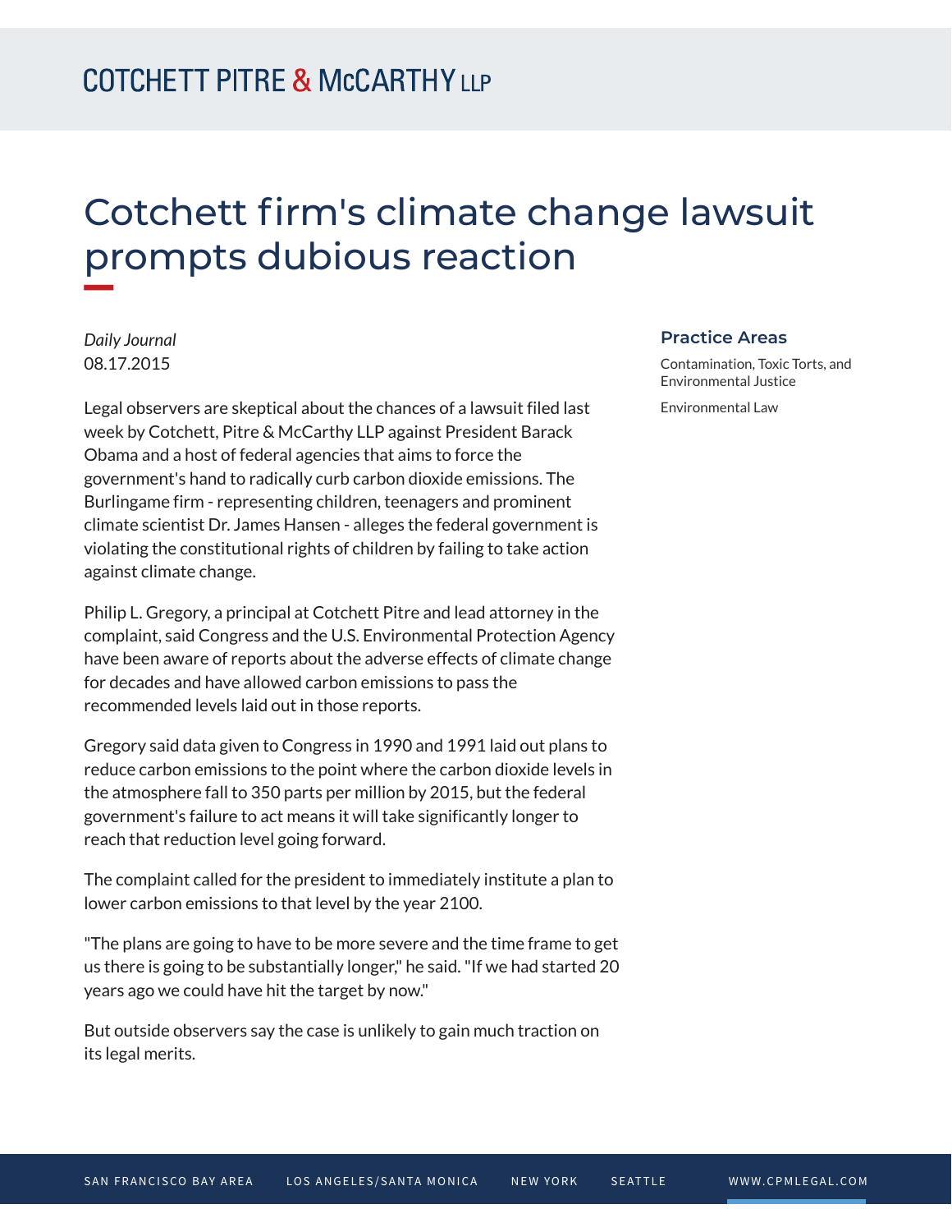# Cotchett firm's climate change lawsuit prompts dubious reaction

*Daily Journal*
08.17.2015

Legal observers are skeptical about the chances of a lawsuit filed last week by Cotchett, Pitre & McCarthy LLP against President Barack Obama and a host of federal agencies that aims to force the government's hand to radically curb carbon dioxide emissions. The Burlingame firm - representing children, teenagers and prominent climate scientist Dr. James Hansen - alleges the federal government is violating the constitutional rights of children by failing to take action against climate change.

Philip L. Gregory, a principal at Cotchett Pitre and lead attorney in the complaint, said Congress and the U.S. Environmental Protection Agency have been aware of reports about the adverse effects of climate change for decades and have allowed carbon emissions to pass the recommended levels laid out in those reports.

Gregory said data given to Congress in 1990 and 1991 laid out plans to reduce carbon emissions to the point where the carbon dioxide levels in the atmosphere fall to 350 parts per million by 2015, but the federal government's failure to act means it will take significantly longer to reach that reduction level going forward.

The complaint called for the president to immediately institute a plan to lower carbon emissions to that level by the year 2100.

"The plans are going to have to be more severe and the time frame to get us there is going to be substantially longer," he said. "If we had started 20 years ago we could have hit the target by now."

But outside observers say the case is unlikely to gain much traction on its legal merits.

## Practice Areas

Contamination, Toxic Torts, and Environmental Justice

Environmental Law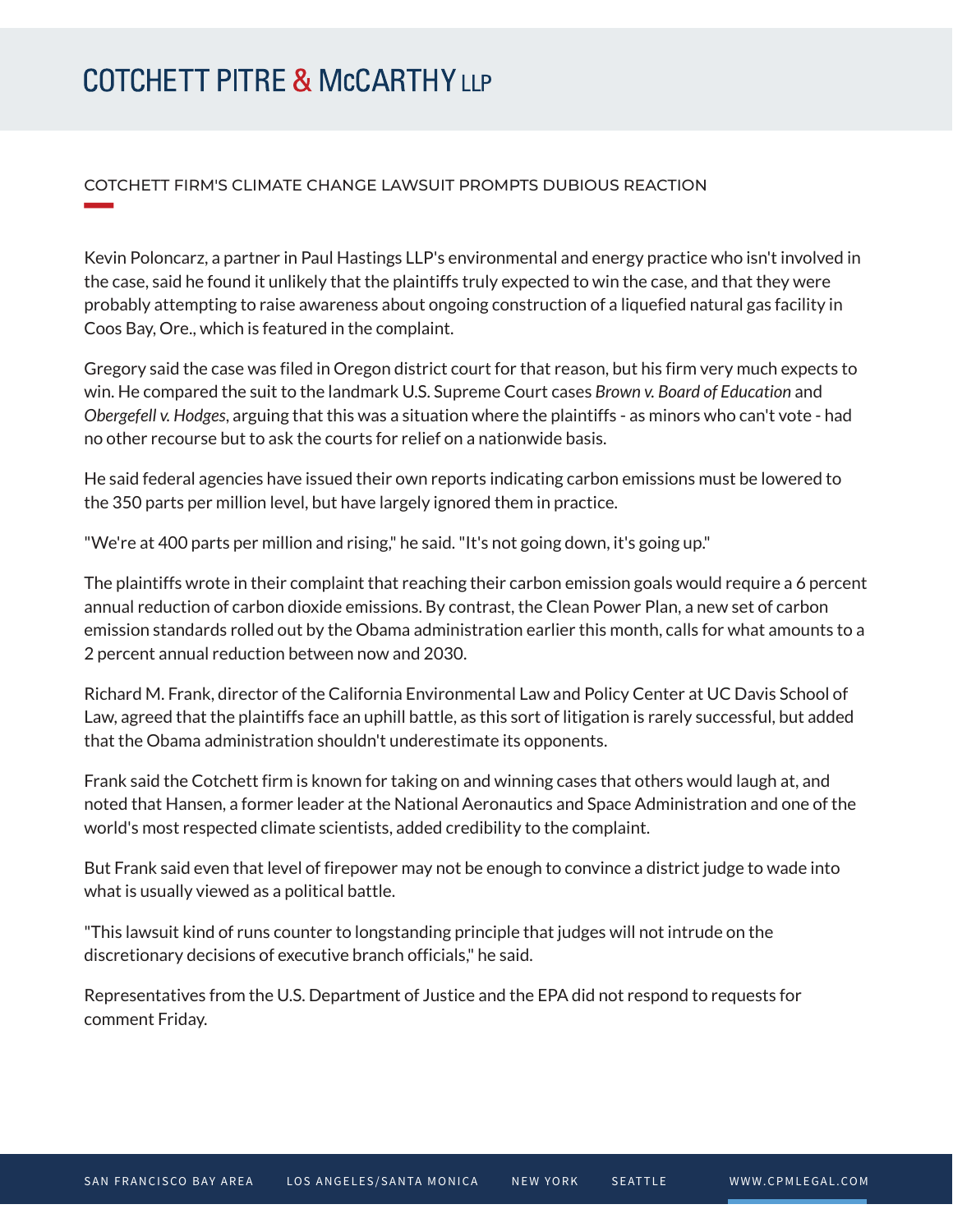# COTCHETT PITRE & McCARTHY LLP

## COTCHETT FIRM'S CLIMATE CHANGE LAWSUIT PROMPTS DUBIOUS REACTION

Kevin Poloncarz, a partner in Paul Hastings LLP's environmental and energy practice who isn't involved in the case, said he found it unlikely that the plaintiffs truly expected to win the case, and that they were probably attempting to raise awareness about ongoing construction of a liquefied natural gas facility in Coos Bay, Ore., which is featured in the complaint.

Gregory said the case was filed in Oregon district court for that reason, but his firm very much expects to win. He compared the suit to the landmark U.S. Supreme Court cases *Brown v. Board of Education* and *Obergefell v. Hodges*, arguing that this was a situation where the plaintiffs - as minors who can't vote - had no other recourse but to ask the courts for relief on a nationwide basis.

He said federal agencies have issued their own reports indicating carbon emissions must be lowered to the 350 parts per million level, but have largely ignored them in practice.

"We're at 400 parts per million and rising," he said. "It's not going down, it's going up."

The plaintiffs wrote in their complaint that reaching their carbon emission goals would require a 6 percent annual reduction of carbon dioxide emissions. By contrast, the Clean Power Plan, a new set of carbon emission standards rolled out by the Obama administration earlier this month, calls for what amounts to a 2 percent annual reduction between now and 2030.

Richard M. Frank, director of the California Environmental Law and Policy Center at UC Davis School of Law, agreed that the plaintiffs face an uphill battle, as this sort of litigation is rarely successful, but added that the Obama administration shouldn't underestimate its opponents.

Frank said the Cotchett firm is known for taking on and winning cases that others would laugh at, and noted that Hansen, a former leader at the National Aeronautics and Space Administration and one of the world's most respected climate scientists, added credibility to the complaint.

But Frank said even that level of firepower may not be enough to convince a district judge to wade into what is usually viewed as a political battle.

"This lawsuit kind of runs counter to longstanding principle that judges will not intrude on the discretionary decisions of executive branch officials," he said.

Representatives from the U.S. Department of Justice and the EPA did not respond to requests for comment Friday.